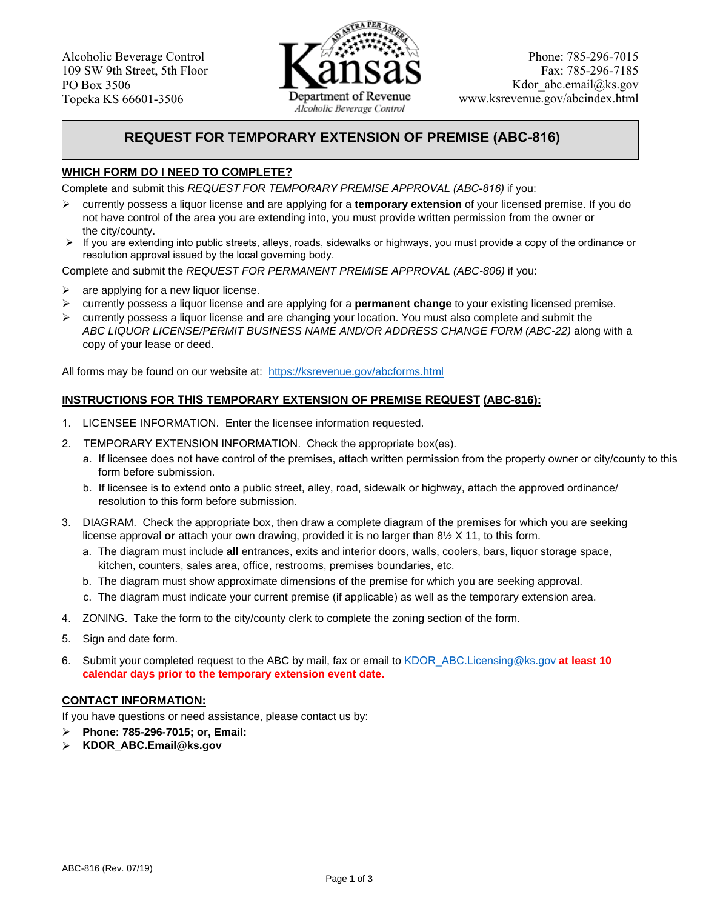Alcoholic Beverage Control
109 SW 9th Street, 5th Floor
PO Box 3506
Topeka KS 66601-3506

Kansas Department of Revenue
Alcoholic Beverage Control

Phone: 785-296-7015
Fax: 785-296-7185
Kdor_abc.email@ks.gov
www.ksrevenue.gov/abcindex.html

# REQUEST FOR TEMPORARY EXTENSION OF PREMISE (ABC-816)

## WHICH FORM DO I NEED TO COMPLETE?

Complete and submit this *REQUEST FOR TEMPORARY PREMISE APPROVAL (ABC-816)* if you:

- currently possess a liquor license and are applying for a **temporary extension** of your licensed premise. If you do not have control of the area you are extending into, you must provide written permission from the owner or the city/county.
- If you are extending into public streets, alleys, roads, sidewalks or highways, you must provide a copy of the ordinance or resolution approval issued by the local governing body.

Complete and submit the *REQUEST FOR PERMANENT PREMISE APPROVAL (ABC-806)* if you:

- are applying for a new liquor license.
- currently possess a liquor license and are applying for a **permanent change** to your existing licensed premise.
- currently possess a liquor license and are changing your location. You must also complete and submit the *ABC LIQUOR LICENSE/PERMIT BUSINESS NAME AND/OR ADDRESS CHANGE FORM (ABC-22)* along with a copy of your lease or deed.

All forms may be found on our website at: https://ksrevenue.gov/abcforms.html

## INSTRUCTIONS FOR THIS TEMPORARY EXTENSION OF PREMISE REQUEST (ABC-816):

1. LICENSEE INFORMATION. Enter the licensee information requested.
2. TEMPORARY EXTENSION INFORMATION. Check the appropriate box(es).
   a. If licensee does not have control of the premises, attach written permission from the property owner or city/county to this form before submission.
   b. If licensee is to extend onto a public street, alley, road, sidewalk or highway, attach the approved ordinance/ resolution to this form before submission.
3. DIAGRAM. Check the appropriate box, then draw a complete diagram of the premises for which you are seeking license approval **or** attach your own drawing, provided it is no larger than 8½ X 11, to this form.
   a. The diagram must include **all** entrances, exits and interior doors, walls, coolers, bars, liquor storage space, kitchen, counters, sales area, office, restrooms, premises boundaries, etc.
   b. The diagram must show approximate dimensions of the premise for which you are seeking approval.
   c. The diagram must indicate your current premise (if applicable) as well as the temporary extension area.
4. ZONING. Take the form to the city/county clerk to complete the zoning section of the form.
5. Sign and date form.
6. Submit your completed request to the ABC by mail, fax or email to KDOR_ABC.Licensing@ks.gov **at least 10 calendar days prior to the temporary extension event date.**

## CONTACT INFORMATION:

If you have questions or need assistance, please contact us by:

- **Phone: 785-296-7015; or, Email:**
- **KDOR_ABC.Email@ks.gov**

ABC-816 (Rev. 07/19)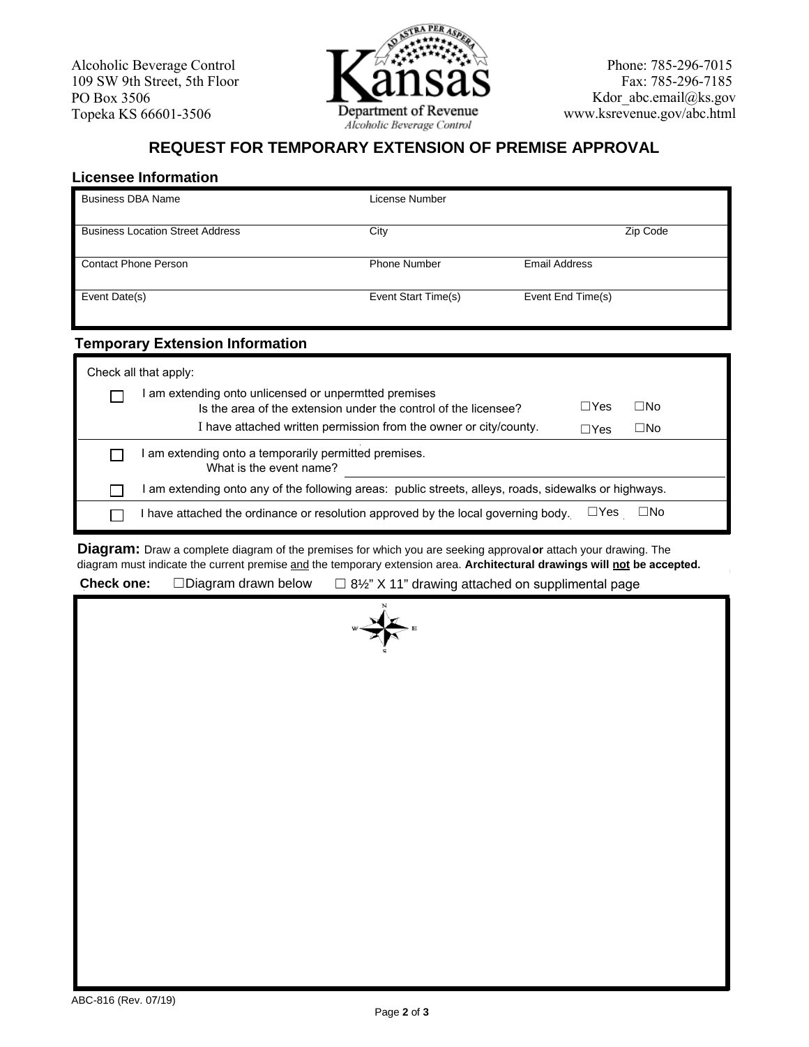Alcoholic Beverage Control
109 SW 9th Street, 5th Floor
PO Box 3506
Topeka KS 66601-3506

Kansas Department of Revenue
*Alcoholic Beverage Control*

Phone: 785-296-7015
Fax: 785-296-7185
Kdor_abc.email@ks.gov
www.ksrevenue.gov/abc.html

# REQUEST FOR TEMPORARY EXTENSION OF PREMISE APPROVAL

## Licensee Information

| Business DBA Name | License Number | |
|---|---|---|
| Business Location Street Address | City | Zip Code |
| Contact Phone Person | Phone Number | Email Address |
| Event Date(s) | Event Start Time(s) | Event End Time(s) |

## Temporary Extension Information

Check all that apply:

- ☐ I am extending onto unlicensed or unpermtted premises
  - Is the area of the extension under the control of the licensee? ☐Yes ☐No
  - I have attached written permission from the owner or city/county. ☐Yes ☐No
- ☐ I am extending onto a temporarily permitted premises.
  - What is the event name? ______________________
- ☐ I am extending onto any of the following areas: public streets, alleys, roads, sidewalks or highways.
- ☐ I have attached the ordinance or resolution approved by the local governing body. ☐Yes ☐No

**Diagram:** Draw a complete diagram of the premises for which you are seeking approval **or** attach your drawing. The diagram must indicate the current premise and the temporary extension area. **Architectural drawings will not be accepted.**

**Check one:** ☐Diagram drawn below ☐ 8½" X 11" drawing attached on supplimental page

N W E S

ABC-816 (Rev. 07/19)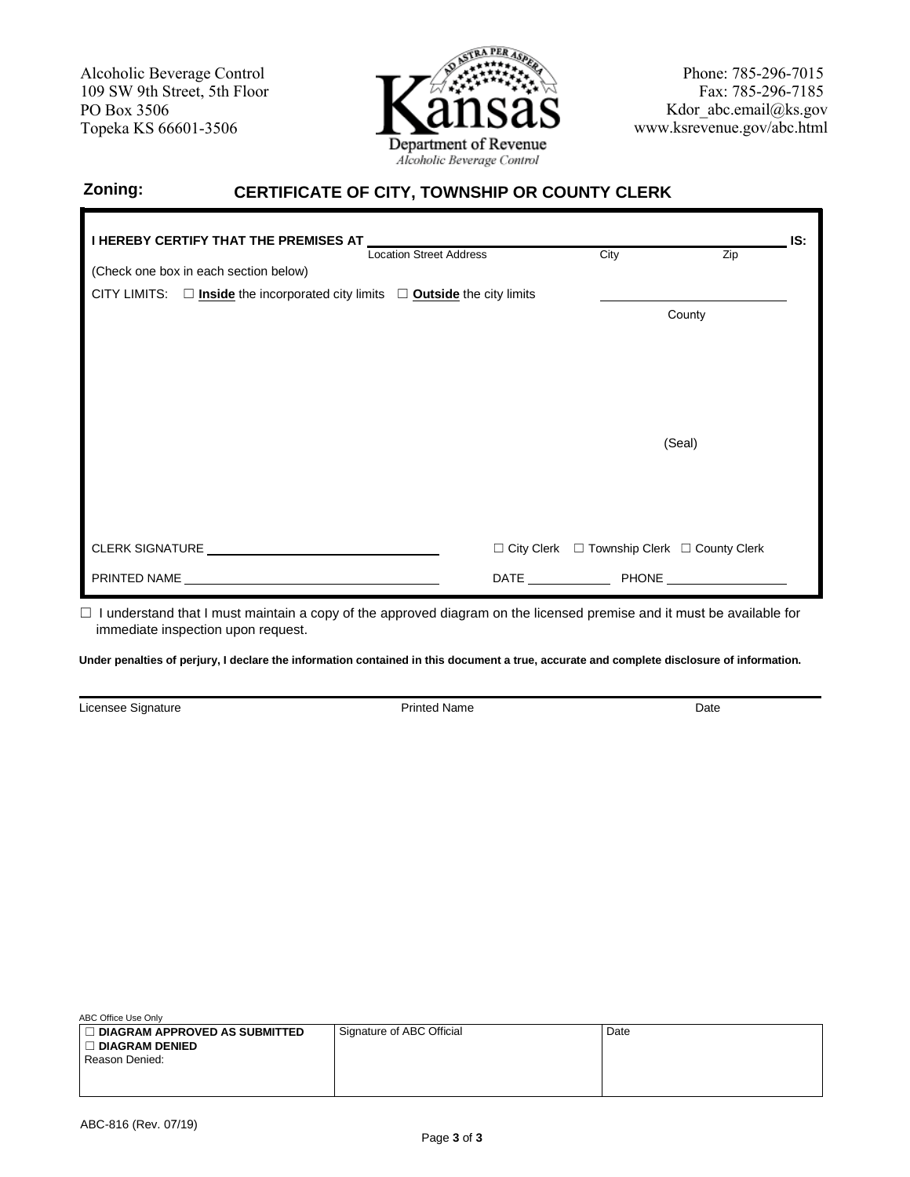Alcoholic Beverage Control
109 SW 9th Street, 5th Floor
PO Box 3506
Topeka KS 66601-3506

**Kansas**
Department of Revenue
*Alcoholic Beverage Control*

Phone: 785-296-7015
Fax: 785-296-7185
Kdor_abc.email@ks.gov
www.ksrevenue.gov/abc.html

**Zoning:**

## CERTIFICATE OF CITY, TOWNSHIP OR COUNTY CLERK

**I HEREBY CERTIFY THAT THE PREMISES AT** ______________________________ **IS:**
Location Street Address    City    Zip

(Check one box in each section below)

CITY LIMITS: ☐ **Inside** the incorporated city limits ☐ **Outside** the city limits

____________________
County

(Seal)

CLERK SIGNATURE ______________________ ☐ City Clerk ☐ Township Clerk ☐ County Clerk

PRINTED NAME ______________________ DATE __________ PHONE ______________

☐ I understand that I must maintain a copy of the approved diagram on the licensed premise and it must be available for immediate inspection upon request.

**Under penalties of perjury, I declare the information contained in this document a true, accurate and complete disclosure of information.**

______________________________________________________________________
Licensee Signature    Printed Name    Date

ABC Office Use Only

| | | |
|---|---|---|
| ☐ **DIAGRAM APPROVED AS SUBMITTED**<br>☐ **DIAGRAM DENIED**<br>Reason Denied: | Signature of ABC Official | Date |

ABC-816 (Rev. 07/19)